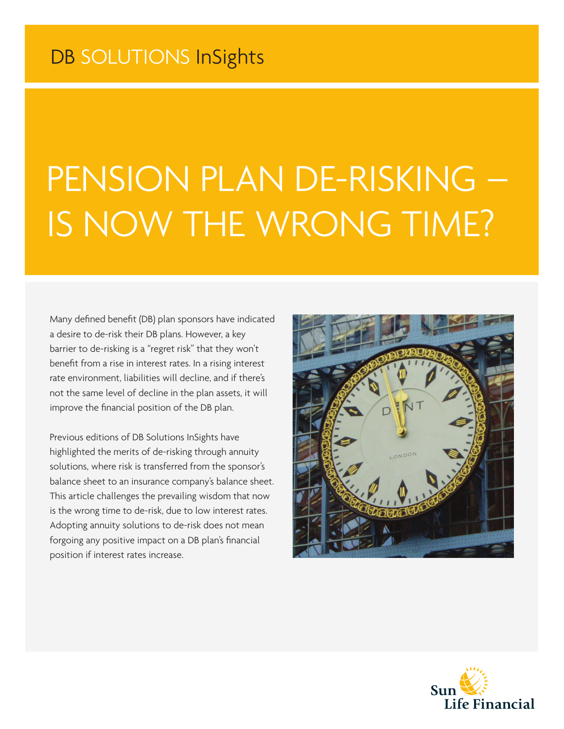DB SOLUTIONS InSights

# PENSION PLAN DE-RISKING – IS NOW THE WRONG TIME?

Many defined benefit (DB) plan sponsors have indicated a desire to de-risk their DB plans. However, a key barrier to de-risking is a "regret risk" that they won't benefit from a rise in interest rates. In a rising interest rate environment, liabilities will decline, and if there's not the same level of decline in the plan assets, it will improve the financial position of the DB plan.

Previous editions of DB Solutions InSights have highlighted the merits of de-risking through annuity solutions, where risk is transferred from the sponsor's balance sheet to an insurance company's balance sheet. This article challenges the prevailing wisdom that now is the wrong time to de-risk, due to low interest rates. Adopting annuity solutions to de-risk does not mean forgoing any positive impact on a DB plan's financial position if interest rates increase.

Sun Life Financial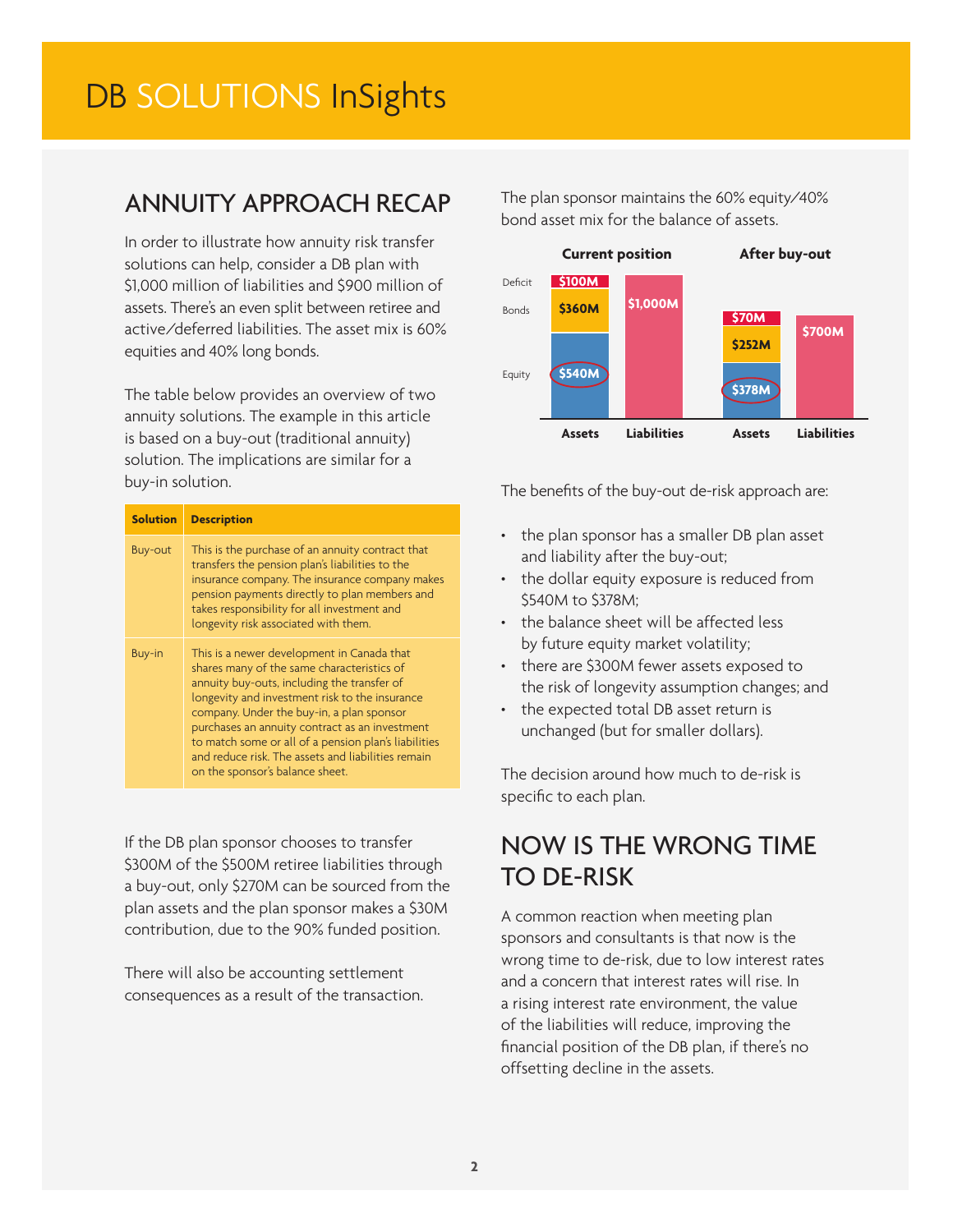# DB SOLUTIONS InSights

## ANNUITY APPROACH RECAP

In order to illustrate how annuity risk transfer solutions can help, consider a DB plan with $1,000 million of liabilities and $900 million of assets. There's an even split between retiree and active/deferred liabilities. The asset mix is 60% equities and 40% long bonds.

The table below provides an overview of two annuity solutions. The example in this article is based on a buy-out (traditional annuity) solution. The implications are similar for a buy-in solution.

| Solution | Description |
|---|---|
| Buy-out | This is the purchase of an annuity contract that transfers the pension plan's liabilities to the insurance company. The insurance company makes pension payments directly to plan members and takes responsibility for all investment and longevity risk associated with them. |
| Buy-in | This is a newer development in Canada that shares many of the same characteristics of annuity buy-outs, including the transfer of longevity and investment risk to the insurance company. Under the buy-in, a plan sponsor purchases an annuity contract as an investment to match some or all of a pension plan's liabilities and reduce risk. The assets and liabilities remain on the sponsor's balance sheet. |

If the DB plan sponsor chooses to transfer $300M of the $500M retiree liabilities through a buy-out, only $270M can be sourced from the plan assets and the plan sponsor makes a $30M contribution, due to the 90% funded position.

There will also be accounting settlement consequences as a result of the transaction.

The plan sponsor maintains the 60% equity/40% bond asset mix for the balance of assets.

| | Current position – Assets | Current position – Liabilities | After buy-out – Assets | After buy-out – Liabilities |
|---|---|---|---|---|
| Deficit | $100M | | $70M | |
| Bonds | $360M | | $252M | |
| Equity | $540M | | $378M | |
| Liabilities | | $1,000M | | $700M |

The benefits of the buy-out de-risk approach are:

- the plan sponsor has a smaller DB plan asset and liability after the buy-out;
- the dollar equity exposure is reduced from $540M to $378M;
- the balance sheet will be affected less by future equity market volatility;
- there are $300M fewer assets exposed to the risk of longevity assumption changes; and
- the expected total DB asset return is unchanged (but for smaller dollars).

The decision around how much to de-risk is specific to each plan.

## NOW IS THE WRONG TIME TO DE-RISK

A common reaction when meeting plan sponsors and consultants is that now is the wrong time to de-risk, due to low interest rates and a concern that interest rates will rise. In a rising interest rate environment, the value of the liabilities will reduce, improving the financial position of the DB plan, if there's no offsetting decline in the assets.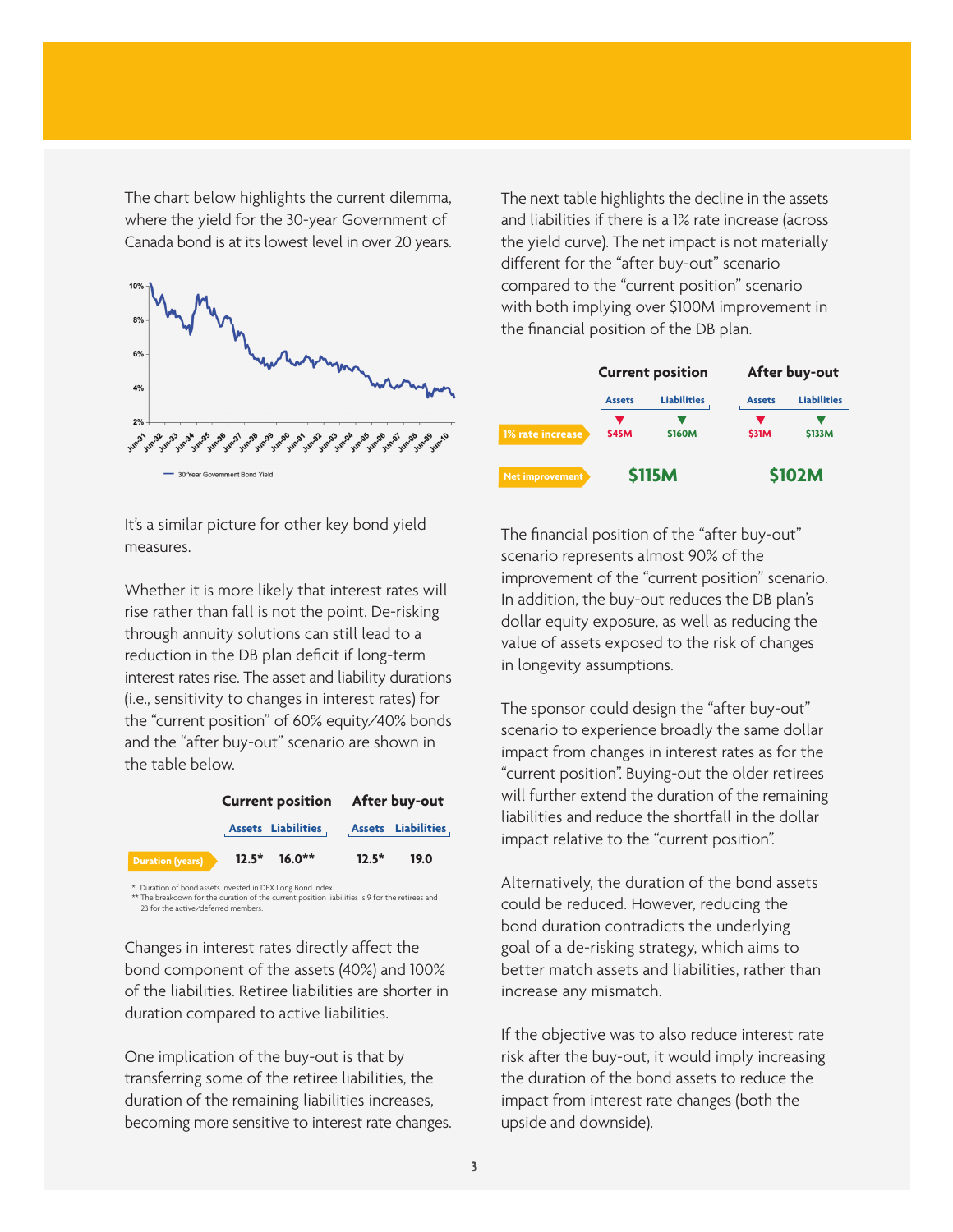The chart below highlights the current dilemma, where the yield for the 30-year Government of Canada bond is at its lowest level in over 20 years.

It's a similar picture for other key bond yield measures.

Whether it is more likely that interest rates will rise rather than fall is not the point. De-risking through annuity solutions can still lead to a reduction in the DB plan deficit if long-term interest rates rise. The asset and liability durations (i.e., sensitivity to changes in interest rates) for the "current position" of 60% equity/40% bonds and the "after buy-out" scenario are shown in the table below.

| | Current position | | After buy-out | |
|---|---|---|---|---|
| | Assets | Liabilities | Assets | Liabilities |
| Duration (years) | 12.5* | 16.0** | 12.5* | 19.0 |

\* Duration of bond assets invested in DEX Long Bond Index
\*\* The breakdown for the duration of the current position liabilities is 9 for the retirees and 23 for the active/deferred members.

Changes in interest rates directly affect the bond component of the assets (40%) and 100% of the liabilities. Retiree liabilities are shorter in duration compared to active liabilities.

One implication of the buy-out is that by transferring some of the retiree liabilities, the duration of the remaining liabilities increases, becoming more sensitive to interest rate changes.

The next table highlights the decline in the assets and liabilities if there is a 1% rate increase (across the yield curve). The net impact is not materially different for the "after buy-out" scenario compared to the "current position" scenario with both implying over $100M improvement in the financial position of the DB plan.

| | Current position | | After buy-out | |
|---|---|---|---|---|
| | Assets | Liabilities | Assets | Liabilities |
| 1% rate increase | ▼ $45M | ▼ $160M | ▼ $31M | ▼ $133M |
| Net improvement | $115M | | $102M | |

The financial position of the "after buy-out" scenario represents almost 90% of the improvement of the "current position" scenario. In addition, the buy-out reduces the DB plan's dollar equity exposure, as well as reducing the value of assets exposed to the risk of changes in longevity assumptions.

The sponsor could design the "after buy-out" scenario to experience broadly the same dollar impact from changes in interest rates as for the "current position". Buying-out the older retirees will further extend the duration of the remaining liabilities and reduce the shortfall in the dollar impact relative to the "current position".

Alternatively, the duration of the bond assets could be reduced. However, reducing the bond duration contradicts the underlying goal of a de-risking strategy, which aims to better match assets and liabilities, rather than increase any mismatch.

If the objective was to also reduce interest rate risk after the buy-out, it would imply increasing the duration of the bond assets to reduce the impact from interest rate changes (both the upside and downside).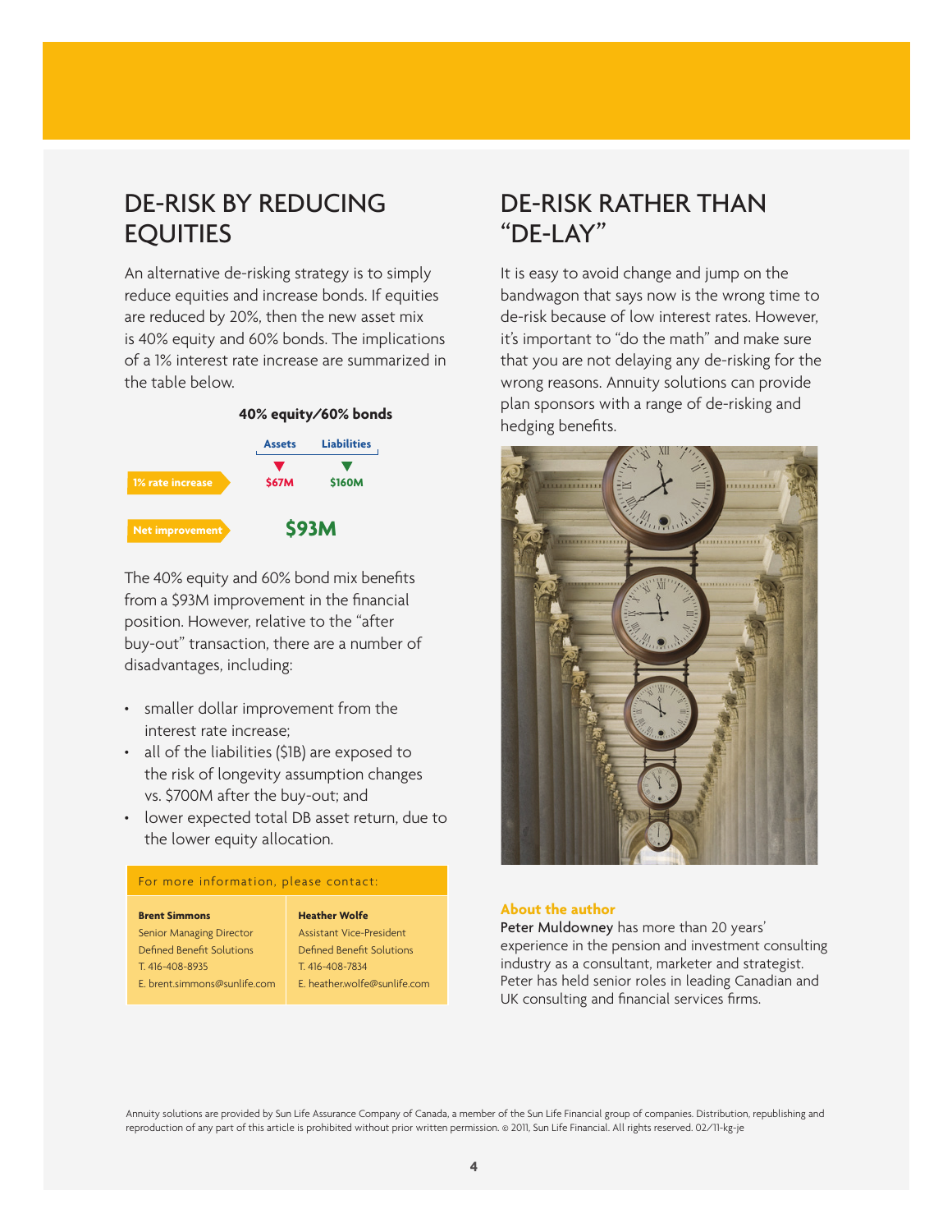## DE-RISK BY REDUCING EQUITIES

An alternative de-risking strategy is to simply reduce equities and increase bonds. If equities are reduced by 20%, then the new asset mix is 40% equity and 60% bonds. The implications of a 1% interest rate increase are summarized in the table below.

**40% equity/60% bonds**

| | Assets | Liabilities |
|---|---|---|
| 1% rate increase | ▼ $67M | ▼ $160M |
| Net improvement | $93M | |

The 40% equity and 60% bond mix benefits from a $93M improvement in the financial position. However, relative to the "after buy-out" transaction, there are a number of disadvantages, including:

- smaller dollar improvement from the interest rate increase;
- all of the liabilities ($1B) are exposed to the risk of longevity assumption changes vs. $700M after the buy-out; and
- lower expected total DB asset return, due to the lower equity allocation.

For more information, please contact:

**Brent Simmons**
Senior Managing Director
Defined Benefit Solutions
T. 416-408-8935
E. brent.simmons@sunlife.com

**Heather Wolfe**
Assistant Vice-President
Defined Benefit Solutions
T. 416-408-7834
E. heather.wolfe@sunlife.com

## DE-RISK RATHER THAN "DE-LAY"

It is easy to avoid change and jump on the bandwagon that says now is the wrong time to de-risk because of low interest rates. However, it's important to "do the math" and make sure that you are not delaying any de-risking for the wrong reasons. Annuity solutions can provide plan sponsors with a range of de-risking and hedging benefits.

**About the author**

Peter Muldowney has more than 20 years' experience in the pension and investment consulting industry as a consultant, marketer and strategist. Peter has held senior roles in leading Canadian and UK consulting and financial services firms.

Annuity solutions are provided by Sun Life Assurance Company of Canada, a member of the Sun Life Financial group of companies. Distribution, republishing and reproduction of any part of this article is prohibited without prior written permission. © 2011, Sun Life Financial. All rights reserved. 02/11-kg-je